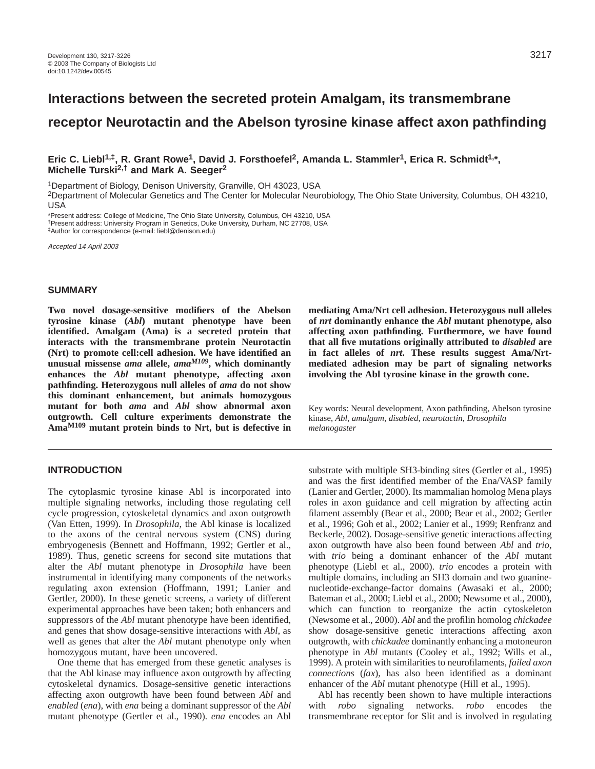# Interactions between the secreted protein Amalgam, its transmembrane receptor Neurotactin and the Abelson tyrosine kinase affect axon pathfinding

**Eric C. Liebl[1,‡], R. Grant Rowe[1], David J. Forsthoefel[2], Amanda L. Stammler[1], Erica R. Schmidt[1,*], Michelle Turski[2,†] and Mark A. Seeger[2]**

[1]Department of Biology, Denison University, Granville, OH 43023, USA
[2]Department of Molecular Genetics and The Center for Molecular Neurobiology, The Ohio State University, Columbus, OH 43210, USA

*Present address: College of Medicine, The Ohio State University, Columbus, OH 43210, USA
†Present address: University Program in Genetics, Duke University, Durham, NC 27708, USA
‡Author for correspondence (e-mail: liebl@denison.edu)

*Accepted 14 April 2003*

## SUMMARY

**Two novel dosage-sensitive modifiers of the Abelson tyrosine kinase (*Abl*) mutant phenotype have been identified. Amalgam (Ama) is a secreted protein that interacts with the transmembrane protein Neurotactin (Nrt) to promote cell:cell adhesion. We have identified an unusual missense *ama* allele, *ama*[M109], which dominantly enhances the *Abl* mutant phenotype, affecting axon pathfinding. Heterozygous null alleles of *ama* do not show this dominant enhancement, but animals homozygous mutant for both *ama* and *Abl* show abnormal axon outgrowth. Cell culture experiments demonstrate the Ama[M109] mutant protein binds to Nrt, but is defective in mediating Ama/Nrt cell adhesion. Heterozygous null alleles of *nrt* dominantly enhance the *Abl* mutant phenotype, also affecting axon pathfinding. Furthermore, we have found that all five mutations originally attributed to *disabled* are in fact alleles of *nrt*. These results suggest Ama/Nrt-mediated adhesion may be part of signaling networks involving the Abl tyrosine kinase in the growth cone.**

Key words: Neural development, Axon pathfinding, Abelson tyrosine kinase, *Abl*, *amalgam*, *disabled*, *neurotactin*, *Drosophila melanogaster*

## INTRODUCTION

The cytoplasmic tyrosine kinase Abl is incorporated into multiple signaling networks, including those regulating cell cycle progression, cytoskeletal dynamics and axon outgrowth (Van Etten, 1999). In *Drosophila*, the Abl kinase is localized to the axons of the central nervous system (CNS) during embryogenesis (Bennett and Hoffmann, 1992; Gertler et al., 1989). Thus, genetic screens for second site mutations that alter the *Abl* mutant phenotype in *Drosophila* have been instrumental in identifying many components of the networks regulating axon extension (Hoffmann, 1991; Lanier and Gertler, 2000). In these genetic screens, a variety of different experimental approaches have been taken; both enhancers and suppressors of the *Abl* mutant phenotype have been identified, and genes that show dosage-sensitive interactions with *Abl*, as well as genes that alter the *Abl* mutant phenotype only when homozygous mutant, have been uncovered.

One theme that has emerged from these genetic analyses is that the Abl kinase may influence axon outgrowth by affecting cytoskeletal dynamics. Dosage-sensitive genetic interactions affecting axon outgrowth have been found between *Abl* and *enabled* (*ena*), with *ena* being a dominant suppressor of the *Abl* mutant phenotype (Gertler et al., 1990). *ena* encodes an Abl substrate with multiple SH3-binding sites (Gertler et al., 1995) and was the first identified member of the Ena/VASP family (Lanier and Gertler, 2000). Its mammalian homolog Mena plays roles in axon guidance and cell migration by affecting actin filament assembly (Bear et al., 2000; Bear et al., 2002; Gertler et al., 1996; Goh et al., 2002; Lanier et al., 1999; Renfranz and Beckerle, 2002). Dosage-sensitive genetic interactions affecting axon outgrowth have also been found between *Abl* and *trio*, with *trio* being a dominant enhancer of the *Abl* mutant phenotype (Liebl et al., 2000). *trio* encodes a protein with multiple domains, including an SH3 domain and two guanine-nucleotide-exchange-factor domains (Awasaki et al., 2000; Bateman et al., 2000; Liebl et al., 2000; Newsome et al., 2000), which can function to reorganize the actin cytoskeleton (Newsome et al., 2000). *Abl* and the profilin homolog *chickadee* show dosage-sensitive genetic interactions affecting axon outgrowth, with *chickadee* dominantly enhancing a motoneuron phenotype in *Abl* mutants (Cooley et al., 1992; Wills et al., 1999). A protein with similarities to neurofilaments, *failed axon connections* (*fax*), has also been identified as a dominant enhancer of the *Abl* mutant phenotype (Hill et al., 1995).

Abl has recently been shown to have multiple interactions with *robo* signaling networks. *robo* encodes the transmembrane receptor for Slit and is involved in regulating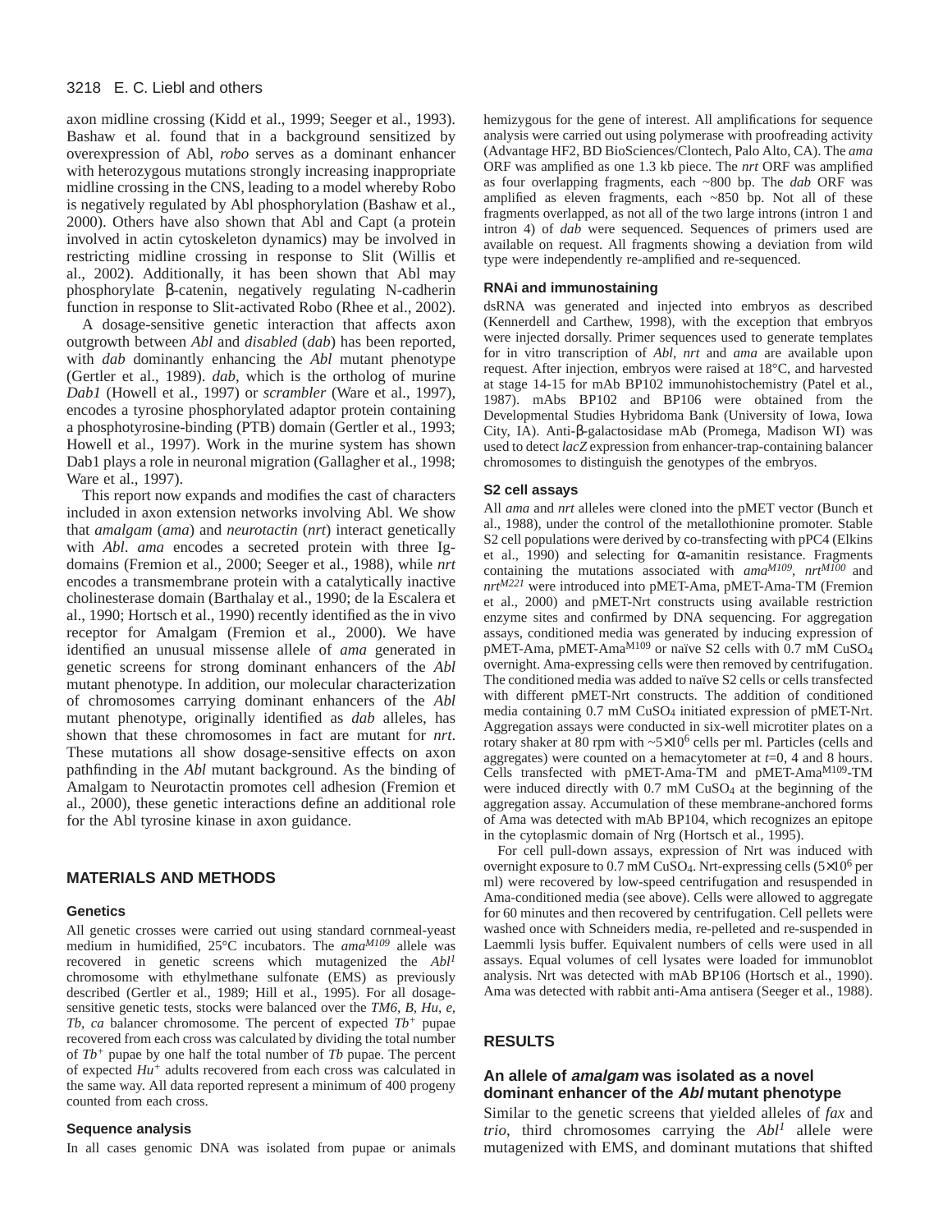axon midline crossing (Kidd et al., 1999; Seeger et al., 1993). Bashaw et al. found that in a background sensitized by overexpression of Abl, *robo* serves as a dominant enhancer with heterozygous mutations strongly increasing inappropriate midline crossing in the CNS, leading to a model whereby Robo is negatively regulated by Abl phosphorylation (Bashaw et al., 2000). Others have also shown that Abl and Capt (a protein involved in actin cytoskeleton dynamics) may be involved in restricting midline crossing in response to Slit (Willis et al., 2002). Additionally, it has been shown that Abl may phosphorylate β-catenin, negatively regulating N-cadherin function in response to Slit-activated Robo (Rhee et al., 2002).

A dosage-sensitive genetic interaction that affects axon outgrowth between *Abl* and *disabled* (*dab*) has been reported, with *dab* dominantly enhancing the *Abl* mutant phenotype (Gertler et al., 1989). *dab*, which is the ortholog of murine *Dab1* (Howell et al., 1997) or *scrambler* (Ware et al., 1997), encodes a tyrosine phosphorylated adaptor protein containing a phosphotyrosine-binding (PTB) domain (Gertler et al., 1993; Howell et al., 1997). Work in the murine system has shown Dab1 plays a role in neuronal migration (Gallagher et al., 1998; Ware et al., 1997).

This report now expands and modifies the cast of characters included in axon extension networks involving Abl. We show that *amalgam* (*ama*) and *neurotactin* (*nrt*) interact genetically with *Abl*. *ama* encodes a secreted protein with three Ig-domains (Fremion et al., 2000; Seeger et al., 1988), while *nrt* encodes a transmembrane protein with a catalytically inactive cholinesterase domain (Barthalay et al., 1990; de la Escalera et al., 1990; Hortsch et al., 1990) recently identified as the in vivo receptor for Amalgam (Fremion et al., 2000). We have identified an unusual missense allele of *ama* generated in genetic screens for strong dominant enhancers of the *Abl* mutant phenotype. In addition, our molecular characterization of chromosomes carrying dominant enhancers of the *Abl* mutant phenotype, originally identified as *dab* alleles, has shown that these chromosomes in fact are mutant for *nrt*. These mutations all show dosage-sensitive effects on axon pathfinding in the *Abl* mutant background. As the binding of Amalgam to Neurotactin promotes cell adhesion (Fremion et al., 2000), these genetic interactions define an additional role for the Abl tyrosine kinase in axon guidance.

## MATERIALS AND METHODS

### Genetics

All genetic crosses were carried out using standard cornmeal-yeast medium in humidified, 25°C incubators. The *ama*$^{M109}$ allele was recovered in genetic screens which mutagenized the *Abl*$^{1}$ chromosome with ethylmethane sulfonate (EMS) as previously described (Gertler et al., 1989; Hill et al., 1995). For all dosage-sensitive genetic tests, stocks were balanced over the *TM6, B, Hu, e, Tb, ca* balancer chromosome. The percent of expected *Tb*$^{+}$ pupae recovered from each cross was calculated by dividing the total number of *Tb*$^{+}$ pupae by one half the total number of *Tb* pupae. The percent of expected *Hu*$^{+}$ adults recovered from each cross was calculated in the same way. All data reported represent a minimum of 400 progeny counted from each cross.

### Sequence analysis

In all cases genomic DNA was isolated from pupae or animals hemizygous for the gene of interest. All amplifications for sequence analysis were carried out using polymerase with proofreading activity (Advantage HF2, BD BioSciences/Clontech, Palo Alto, CA). The *ama* ORF was amplified as one 1.3 kb piece. The *nrt* ORF was amplified as four overlapping fragments, each ~800 bp. The *dab* ORF was amplified as eleven fragments, each ~850 bp. Not all of these fragments overlapped, as not all of the two large introns (intron 1 and intron 4) of *dab* were sequenced. Sequences of primers used are available on request. All fragments showing a deviation from wild type were independently re-amplified and re-sequenced.

### RNAi and immunostaining

dsRNA was generated and injected into embryos as described (Kennerdell and Carthew, 1998), with the exception that embryos were injected dorsally. Primer sequences used to generate templates for in vitro transcription of *Abl*, *nrt* and *ama* are available upon request. After injection, embryos were raised at 18°C, and harvested at stage 14-15 for mAb BP102 immunohistochemistry (Patel et al., 1987). mAbs BP102 and BP106 were obtained from the Developmental Studies Hybridoma Bank (University of Iowa, Iowa City, IA). Anti-β-galactosidase mAb (Promega, Madison WI) was used to detect *lacZ* expression from enhancer-trap-containing balancer chromosomes to distinguish the genotypes of the embryos.

### S2 cell assays

All *ama* and *nrt* alleles were cloned into the pMET vector (Bunch et al., 1988), under the control of the metallothionine promoter. Stable S2 cell populations were derived by co-transfecting with pPC4 (Elkins et al., 1990) and selecting for α-amanitin resistance. Fragments containing the mutations associated with *ama*$^{M109}$, *nrt*$^{M100}$ and *nrt*$^{M221}$ were introduced into pMET-Ama, pMET-Ama-TM (Fremion et al., 2000) and pMET-Nrt constructs using available restriction enzyme sites and confirmed by DNA sequencing. For aggregation assays, conditioned media was generated by inducing expression of pMET-Ama, pMET-Ama$^{M109}$ or naïve S2 cells with 0.7 mM $CuSO_4$ overnight. Ama-expressing cells were then removed by centrifugation. The conditioned media was added to naïve S2 cells or cells transfected with different pMET-Nrt constructs. The addition of conditioned media containing 0.7 mM $CuSO_4$ initiated expression of pMET-Nrt. Aggregation assays were conducted in six-well microtiter plates on a rotary shaker at 80 rpm with ~$5\times10^{6}$ cells per ml. Particles (cells and aggregates) were counted on a hemacytometer at $t$=0, 4 and 8 hours. Cells transfected with pMET-Ama-TM and pMET-Ama$^{M109}$-TM were induced directly with 0.7 mM $CuSO_4$ at the beginning of the aggregation assay. Accumulation of these membrane-anchored forms of Ama was detected with mAb BP104, which recognizes an epitope in the cytoplasmic domain of Nrg (Hortsch et al., 1995).

For cell pull-down assays, expression of Nrt was induced with overnight exposure to 0.7 mM $CuSO_4$. Nrt-expressing cells ($5\times10^{6}$ per ml) were recovered by low-speed centrifugation and resuspended in Ama-conditioned media (see above). Cells were allowed to aggregate for 60 minutes and then recovered by centrifugation. Cell pellets were washed once with Schneiders media, re-pelleted and re-suspended in Laemmli lysis buffer. Equivalent numbers of cells were used in all assays. Equal volumes of cell lysates were loaded for immunoblot analysis. Nrt was detected with mAb BP106 (Hortsch et al., 1990). Ama was detected with rabbit anti-Ama antisera (Seeger et al., 1988).

## RESULTS

### An allele of *amalgam* was isolated as a novel dominant enhancer of the *Abl* mutant phenotype

Similar to the genetic screens that yielded alleles of *fax* and *trio*, third chromosomes carrying the *Abl*$^{1}$ allele were mutagenized with EMS, and dominant mutations that shifted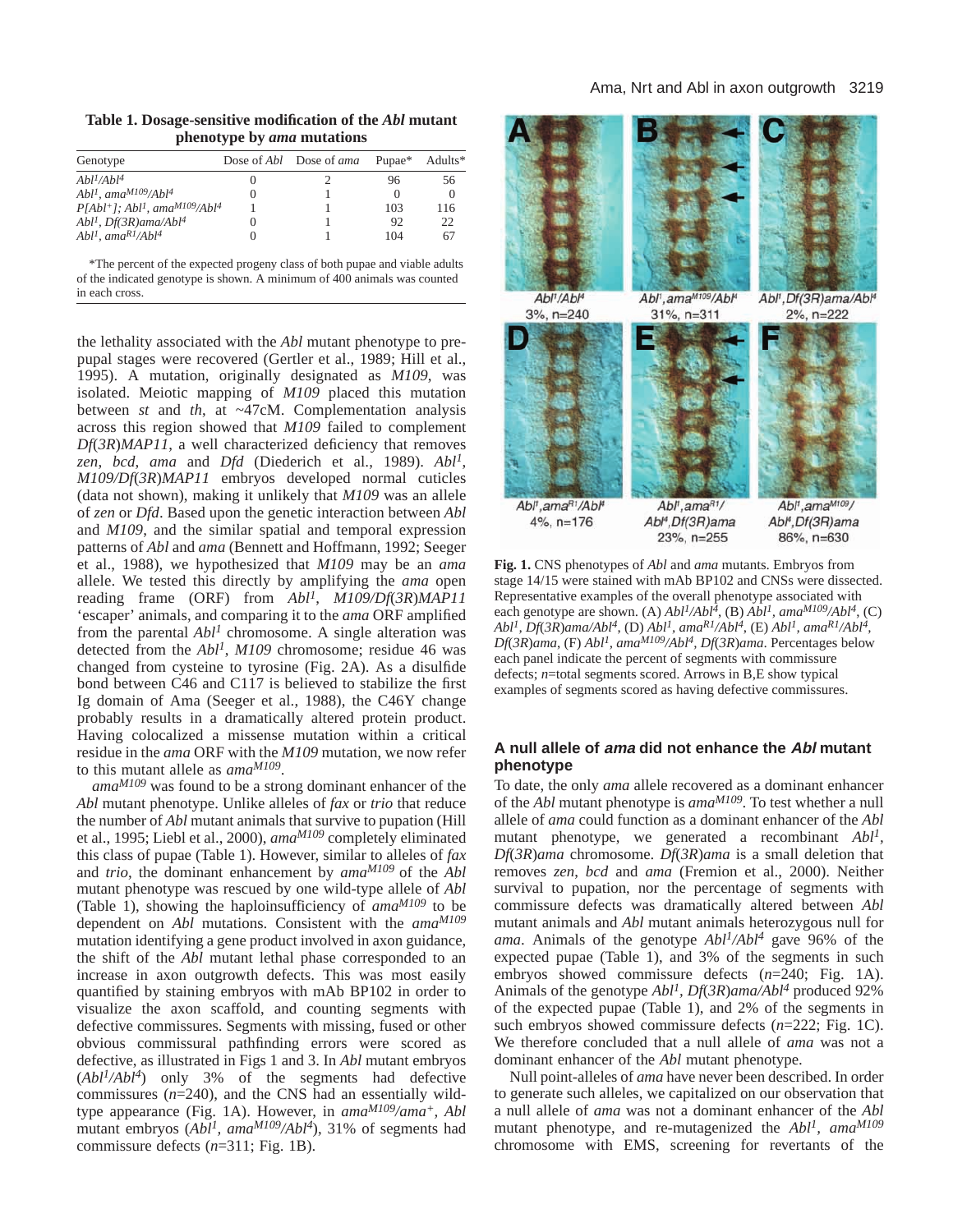**Table 1. Dosage-sensitive modification of the *Abl* mutant phenotype by *ama* mutations**

| Genotype | Dose of *Abl* | Dose of *ama* | Pupae* | Adults* |
|---|---|---|---|---|
| $Abl^1/Abl^4$ | 0 | 2 | 96 | 56 |
| $Abl^1$, $ama^{M109}/Abl^4$ | 0 | 1 | 0 | 0 |
| $P[Abl^+]$; $Abl^1$, $ama^{M109}/Abl^4$ | 1 | 1 | 103 | 116 |
| $Abl^1$, $Df(3R)ama/Abl^4$ | 0 | 1 | 92 | 22 |
| $Abl^1$, $ama^{R1}/Abl^4$ | 0 | 1 | 104 | 67 |

*The percent of the expected progeny class of both pupae and viable adults of the indicated genotype is shown. A minimum of 400 animals was counted in each cross.

the lethality associated with the *Abl* mutant phenotype to prepupal stages were recovered (Gertler et al., 1989; Hill et al., 1995). A mutation, originally designated as *M109*, was isolated. Meiotic mapping of *M109* placed this mutation between *st* and *th*, at ~47cM. Complementation analysis across this region showed that *M109* failed to complement *Df(3R)MAP11*, a well characterized deficiency that removes *zen*, *bcd*, *ama* and *Dfd* (Diederich et al., 1989). $Abl^1$, *M109/Df(3R)MAP11* embryos developed normal cuticles (data not shown), making it unlikely that *M109* was an allele of *zen* or *Dfd*. Based upon the genetic interaction between *Abl* and *M109*, and the similar spatial and temporal expression patterns of *Abl* and *ama* (Bennett and Hoffmann, 1992; Seeger et al., 1988), we hypothesized that *M109* may be an *ama* allele. We tested this directly by amplifying the *ama* open reading frame (ORF) from $Abl^1$, *M109/Df(3R)MAP11* 'escaper' animals, and comparing it to the *ama* ORF amplified from the parental $Abl^1$ chromosome. A single alteration was detected from the $Abl^1$, *M109* chromosome; residue 46 was changed from cysteine to tyrosine (Fig. 2A). As a disulfide bond between C46 and C117 is believed to stabilize the first Ig domain of Ama (Seeger et al., 1988), the C46Y change probably results in a dramatically altered protein product. Having colocalized a missense mutation within a critical residue in the *ama* ORF with the *M109* mutation, we now refer to this mutant allele as $ama^{M109}$.

$ama^{M109}$ was found to be a strong dominant enhancer of the *Abl* mutant phenotype. Unlike alleles of *fax* or *trio* that reduce the number of *Abl* mutant animals that survive to pupation (Hill et al., 1995; Liebl et al., 2000), $ama^{M109}$ completely eliminated this class of pupae (Table 1). However, similar to alleles of *fax* and *trio*, the dominant enhancement by $ama^{M109}$ of the *Abl* mutant phenotype was rescued by one wild-type allele of *Abl* (Table 1), showing the haploinsufficiency of $ama^{M109}$ to be dependent on *Abl* mutations. Consistent with the $ama^{M109}$ mutation identifying a gene product involved in axon guidance, the shift of the *Abl* mutant lethal phase corresponded to an increase in axon outgrowth defects. This was most easily quantified by staining embryos with mAb BP102 in order to visualize the axon scaffold, and counting segments with defective commissures. Segments with missing, fused or other obvious commissural pathfinding errors were scored as defective, as illustrated in Figs 1 and 3. In *Abl* mutant embryos ($Abl^1/Abl^4$) only 3% of the segments had defective commissures ($n$=240), and the CNS had an essentially wild-type appearance (Fig. 1A). However, in $ama^{M109}/ama^+$, *Abl* mutant embryos ($Abl^1$, $ama^{M109}/Abl^4$), 31% of segments had commissure defects ($n$=311; Fig. 1B).

**Fig. 1.** CNS phenotypes of *Abl* and *ama* mutants. Embryos from stage 14/15 were stained with mAb BP102 and CNSs were dissected. Representative examples of the overall phenotype associated with each genotype are shown. (A) $Abl^1/Abl^4$, (B) $Abl^1$, $ama^{M109}/Abl^4$, (C) $Abl^1$, $Df(3R)ama/Abl^4$, (D) $Abl^1$, $ama^{R1}/Abl^4$, (E) $Abl^1$, $ama^{R1}/Abl^4$, $Df(3R)ama$, (F) $Abl^1$, $ama^{M109}/Abl^4$, $Df(3R)ama$. Percentages below each panel indicate the percent of segments with commissure defects; $n$=total segments scored. Arrows in B,E show typical examples of segments scored as having defective commissures.

## A null allele of *ama* did not enhance the *Abl* mutant phenotype

To date, the only *ama* allele recovered as a dominant enhancer of the *Abl* mutant phenotype is $ama^{M109}$. To test whether a null allele of *ama* could function as a dominant enhancer of the *Abl* mutant phenotype, we generated a recombinant $Abl^1$, *Df(3R)ama* chromosome. *Df(3R)ama* is a small deletion that removes *zen*, *bcd* and *ama* (Fremion et al., 2000). Neither survival to pupation, nor the percentage of segments with commissure defects was dramatically altered between *Abl* mutant animals and *Abl* mutant animals heterozygous null for *ama*. Animals of the genotype $Abl^1/Abl^4$ gave 96% of the expected pupae (Table 1), and 3% of the segments in such embryos showed commissure defects ($n$=240; Fig. 1A). Animals of the genotype $Abl^1$, $Df(3R)ama/Abl^4$ produced 92% of the expected pupae (Table 1), and 2% of the segments in such embryos showed commissure defects ($n$=222; Fig. 1C). We therefore concluded that a null allele of *ama* was not a dominant enhancer of the *Abl* mutant phenotype.

Null point-alleles of *ama* have never been described. In order to generate such alleles, we capitalized on our observation that a null allele of *ama* was not a dominant enhancer of the *Abl* mutant phenotype, and re-mutagenized the $Abl^1$, $ama^{M109}$ chromosome with EMS, screening for revertants of the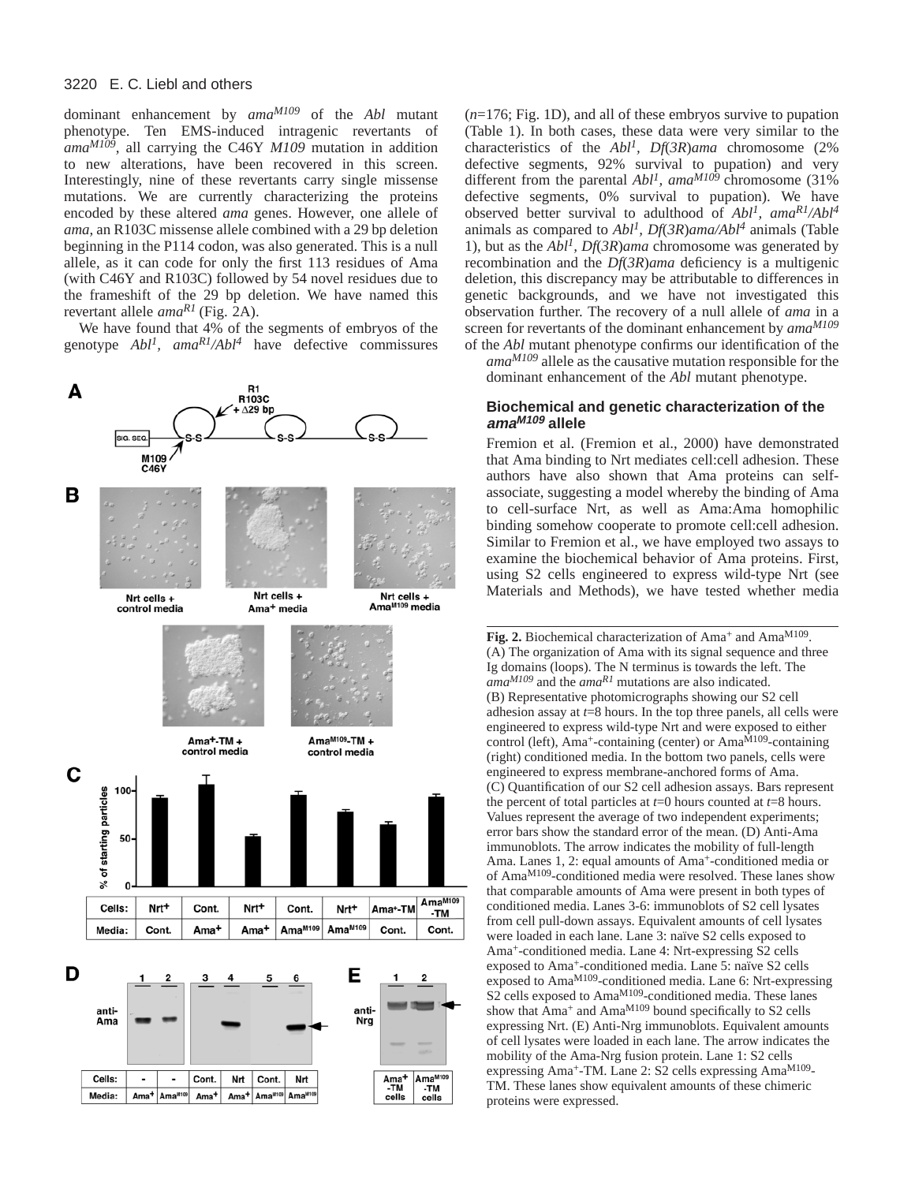dominant enhancement by *ama*$^{M109}$ of the *Abl* mutant phenotype. Ten EMS-induced intragenic revertants of *ama*$^{M109}$, all carrying the C46Y *M109* mutation in addition to new alterations, have been recovered in this screen. Interestingly, nine of these revertants carry single missense mutations. We are currently characterizing the proteins encoded by these altered *ama* genes. However, one allele of *ama*, an R103C missense allele combined with a 29 bp deletion beginning in the P114 codon, was also generated. This is a null allele, as it can code for only the first 113 residues of Ama (with C46Y and R103C) followed by 54 novel residues due to the frameshift of the 29 bp deletion. We have named this revertant allele *ama*$^{R1}$ (Fig. 2A).

We have found that 4% of the segments of embryos of the genotype *Abl*$^{1}$*, ama*$^{R1}$*/Abl*$^{4}$ have defective commissures (*n*=176; Fig. 1D), and all of these embryos survive to pupation (Table 1). In both cases, these data were very similar to the characteristics of the *Abl*$^{1}$*, Df(3R)ama* chromosome (2% defective segments, 92% survival to pupation) and very different from the parental *Abl*$^{1}$*, ama*$^{M109}$ chromosome (31% defective segments, 0% survival to pupation). We have observed better survival to adulthood of *Abl*$^{1}$*, ama*$^{R1}$*/Abl*$^{4}$ animals as compared to *Abl*$^{1}$*, Df(3R)ama/Abl*$^{4}$ animals (Table 1), but as the *Abl*$^{1}$*, Df(3R)ama* chromosome was generated by recombination and the *Df(3R)ama* deficiency is a multigenic deletion, this discrepancy may be attributable to differences in genetic backgrounds, and we have not investigated this observation further. The recovery of a null allele of *ama* in a screen for revertants of the dominant enhancement by *ama*$^{M109}$ of the *Abl* mutant phenotype confirms our identification of the *ama*$^{M109}$ allele as the causative mutation responsible for the dominant enhancement of the *Abl* mutant phenotype.

## Biochemical and genetic characterization of the *ama*$^{M109}$ allele

Fremion et al. (Fremion et al., 2000) have demonstrated that Ama binding to Nrt mediates cell:cell adhesion. These authors have also shown that Ama proteins can self-associate, suggesting a model whereby the binding of Ama to cell-surface Nrt, as well as Ama:Ama homophilic binding somehow cooperate to promote cell:cell adhesion. Similar to Fremion et al., we have employed two assays to examine the biochemical behavior of Ama proteins. First, using S2 cells engineered to express wild-type Nrt (see Materials and Methods), we have tested whether media

**Fig. 2.** Biochemical characterization of Ama$^{+}$ and Ama$^{M109}$. (A) The organization of Ama with its signal sequence and three Ig domains (loops). The N terminus is towards the left. The *ama*$^{M109}$ and the *ama*$^{R1}$ mutations are also indicated. (B) Representative photomicrographs showing our S2 cell adhesion assay at *t*=8 hours. In the top three panels, all cells were engineered to express wild-type Nrt and were exposed to either control (left), Ama$^{+}$-containing (center) or Ama$^{M109}$-containing (right) conditioned media. In the bottom two panels, cells were engineered to express membrane-anchored forms of Ama. (C) Quantification of our S2 cell adhesion assays. Bars represent the percent of total particles at *t*=0 hours counted at *t*=8 hours. Values represent the average of two independent experiments; error bars show the standard error of the mean. (D) Anti-Ama immunoblots. The arrow indicates the mobility of full-length Ama. Lanes 1, 2: equal amounts of Ama$^{+}$-conditioned media or of Ama$^{M109}$-conditioned media were resolved. These lanes show that comparable amounts of Ama were present in both types of conditioned media. Lanes 3-6: immunoblots of S2 cell lysates from cell pull-down assays. Equivalent amounts of cell lysates were loaded in each lane. Lane 3: naïve S2 cells exposed to Ama$^{+}$-conditioned media. Lane 4: Nrt-expressing S2 cells exposed to Ama$^{+}$-conditioned media. Lane 5: naïve S2 cells exposed to Ama$^{M109}$-conditioned media. Lane 6: Nrt-expressing S2 cells exposed to Ama$^{M109}$-conditioned media. These lanes show that Ama$^{+}$ and Ama$^{M109}$ bound specifically to S2 cells expressing Nrt. (E) Anti-Nrg immunoblots. Equivalent amounts of cell lysates were loaded in each lane. The arrow indicates the mobility of the Ama-Nrg fusion protein. Lane 1: S2 cells expressing Ama$^{+}$-TM. Lane 2: S2 cells expressing Ama$^{M109}$-TM. These lanes show equivalent amounts of these chimeric proteins were expressed.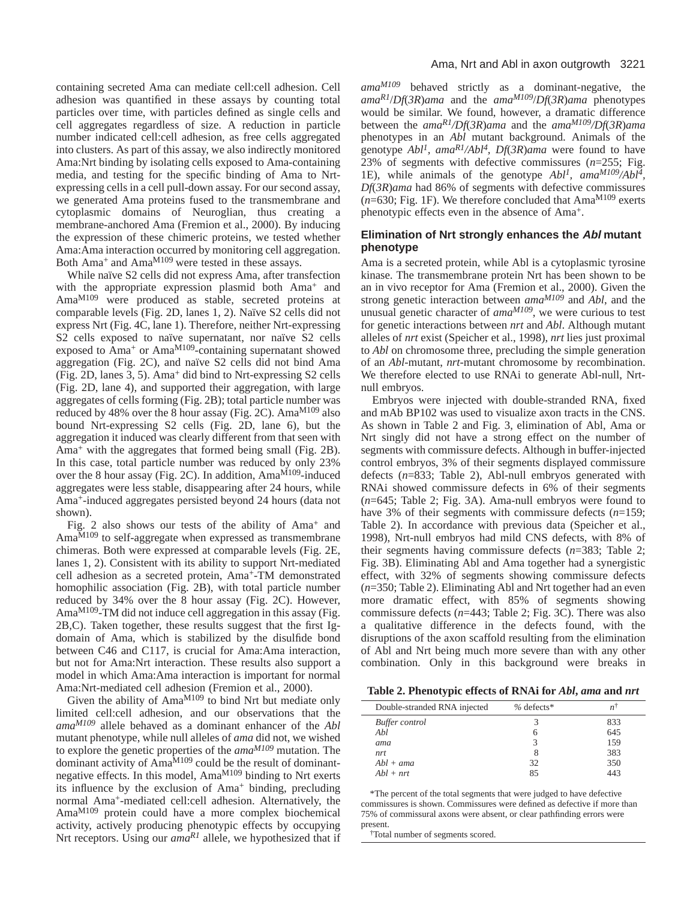containing secreted Ama can mediate cell:cell adhesion. Cell adhesion was quantified in these assays by counting total particles over time, with particles defined as single cells and cell aggregates regardless of size. A reduction in particle number indicated cell:cell adhesion, as free cells aggregated into clusters. As part of this assay, we also indirectly monitored Ama:Nrt binding by isolating cells exposed to Ama-containing media, and testing for the specific binding of Ama to Nrt-expressing cells in a cell pull-down assay. For our second assay, we generated Ama proteins fused to the transmembrane and cytoplasmic domains of Neuroglian, thus creating a membrane-anchored Ama (Fremion et al., 2000). By inducing the expression of these chimeric proteins, we tested whether Ama:Ama interaction occurred by monitoring cell aggregation. Both Ama$^+$ and Ama$^{M109}$ were tested in these assays.

While naïve S2 cells did not express Ama, after transfection with the appropriate expression plasmid both Ama$^+$ and Ama$^{M109}$ were produced as stable, secreted proteins at comparable levels (Fig. 2D, lanes 1, 2). Naïve S2 cells did not express Nrt (Fig. 4C, lane 1). Therefore, neither Nrt-expressing S2 cells exposed to naïve supernatant, nor naïve S2 cells exposed to Ama$^+$ or Ama$^{M109}$-containing supernatant showed aggregation (Fig. 2C), and naïve S2 cells did not bind Ama (Fig. 2D, lanes 3, 5). Ama$^+$ did bind to Nrt-expressing S2 cells (Fig. 2D, lane 4), and supported their aggregation, with large aggregates of cells forming (Fig. 2B); total particle number was reduced by 48% over the 8 hour assay (Fig. 2C). Ama$^{M109}$ also bound Nrt-expressing S2 cells (Fig. 2D, lane 6), but the aggregation it induced was clearly different from that seen with Ama$^+$ with the aggregates that formed being small (Fig. 2B). In this case, total particle number was reduced by only 23% over the 8 hour assay (Fig. 2C). In addition, Ama$^{M109}$-induced aggregates were less stable, disappearing after 24 hours, while Ama$^+$-induced aggregates persisted beyond 24 hours (data not shown).

Fig. 2 also shows our tests of the ability of Ama$^+$ and Ama$^{M109}$ to self-aggregate when expressed as transmembrane chimeras. Both were expressed at comparable levels (Fig. 2E, lanes 1, 2). Consistent with its ability to support Nrt-mediated cell adhesion as a secreted protein, Ama$^+$-TM demonstrated homophilic association (Fig. 2B), with total particle number reduced by 34% over the 8 hour assay (Fig. 2C). However, Ama$^{M109}$-TM did not induce cell aggregation in this assay (Fig. 2B,C). Taken together, these results suggest that the first Ig-domain of Ama, which is stabilized by the disulfide bond between C46 and C117, is crucial for Ama:Ama interaction, but not for Ama:Nrt interaction. These results also support a model in which Ama:Ama interaction is important for normal Ama:Nrt-mediated cell adhesion (Fremion et al., 2000).

Given the ability of Ama$^{M109}$ to bind Nrt but mediate only limited cell:cell adhesion, and our observations that the *ama$^{M109}$* allele behaved as a dominant enhancer of the *Abl* mutant phenotype, while null alleles of *ama* did not, we wished to explore the genetic properties of the *ama$^{M109}$* mutation. The dominant activity of Ama$^{M109}$ could be the result of dominant-negative effects. In this model, Ama$^{M109}$ binding to Nrt exerts its influence by the exclusion of Ama$^+$ binding, precluding normal Ama$^+$-mediated cell:cell adhesion. Alternatively, the Ama$^{M109}$ protein could have a more complex biochemical activity, actively producing phenotypic effects by occupying Nrt receptors. Using our *ama$^{R1}$* allele, we hypothesized that if *ama$^{M109}$* behaved strictly as a dominant-negative, the *ama$^{R1}$/Df(3R)ama* and the *ama$^{M109}$/Df(3R)ama* phenotypes would be similar. We found, however, a dramatic difference between the *ama$^{R1}$/Df(3R)ama* and the *ama$^{M109}$/Df(3R)ama* phenotypes in an *Abl* mutant background. Animals of the genotype *Abl$^1$, ama$^{R1}$/Abl$^4$, Df(3R)ama* were found to have 23% of segments with defective commissures (*n*=255; Fig. 1E), while animals of the genotype *Abl$^1$, ama$^{M109}$/Abl$^4$, Df(3R)ama* had 86% of segments with defective commissures (*n*=630; Fig. 1F). We therefore concluded that Ama$^{M109}$ exerts phenotypic effects even in the absence of Ama$^+$.

## Elimination of Nrt strongly enhances the *Abl* mutant phenotype

Ama is a secreted protein, while Abl is a cytoplasmic tyrosine kinase. The transmembrane protein Nrt has been shown to be an in vivo receptor for Ama (Fremion et al., 2000). Given the strong genetic interaction between *ama$^{M109}$* and *Abl*, and the unusual genetic character of *ama$^{M109}$*, we were curious to test for genetic interactions between *nrt* and *Abl*. Although mutant alleles of *nrt* exist (Speicher et al., 1998), *nrt* lies just proximal to *Abl* on chromosome three, precluding the simple generation of an *Abl*-mutant, *nrt*-mutant chromosome by recombination. We therefore elected to use RNAi to generate Abl-null, Nrt-null embryos.

Embryos were injected with double-stranded RNA, fixed and mAb BP102 was used to visualize axon tracts in the CNS. As shown in Table 2 and Fig. 3, elimination of Abl, Ama or Nrt singly did not have a strong effect on the number of segments with commissure defects. Although in buffer-injected control embryos, 3% of their segments displayed commissure defects (*n*=833; Table 2), Abl-null embryos generated with RNAi showed commissure defects in 6% of their segments (*n*=645; Table 2; Fig. 3A). Ama-null embryos were found to have 3% of their segments with commissure defects (*n*=159; Table 2). In accordance with previous data (Speicher et al., 1998), Nrt-null embryos had mild CNS defects, with 8% of their segments having commissure defects (*n*=383; Table 2; Fig. 3B). Eliminating Abl and Ama together had a synergistic effect, with 32% of segments showing commissure defects (*n*=350; Table 2). Eliminating Abl and Nrt together had an even more dramatic effect, with 85% of segments showing commissure defects (*n*=443; Table 2; Fig. 3C). There was also a qualitative difference in the defects found, with the disruptions of the axon scaffold resulting from the elimination of Abl and Nrt being much more severe than with any other combination. Only in this background were breaks in

**Table 2. Phenotypic effects of RNAi for *Abl*, *ama* and *nrt***

| Double-stranded RNA injected | % defects* | *n*[†] |
|---|---|---|
| *Buffer control* | 3 | 833 |
| *Abl* | 6 | 645 |
| *ama* | 3 | 159 |
| *nrt* | 8 | 383 |
| *Abl + ama* | 32 | 350 |
| *Abl + nrt* | 85 | 443 |

*The percent of the total segments that were judged to have defective commissures is shown. Commissures were defined as defective if more than 75% of commissural axons were absent, or clear pathfinding errors were present.

[†]Total number of segments scored.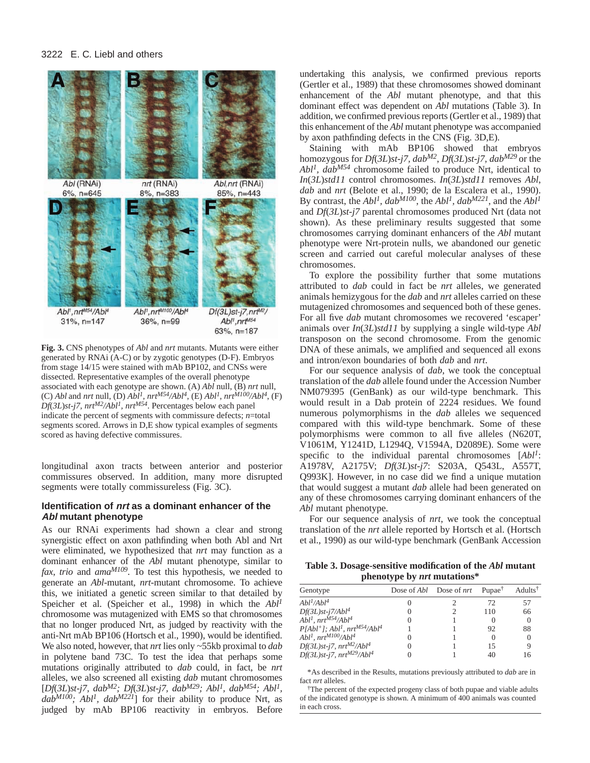Fig. 3. CNS phenotypes of *Abl* and *nrt* mutants. Mutants were either generated by RNAi (A-C) or by zygotic genotypes (D-F). Embryos from stage 14/15 were stained with mAb BP102, and CNSs were dissected. Representative examples of the overall phenotype associated with each genotype are shown. (A) *Abl* null, (B) *nrt* null, (C) *Abl* and *nrt* null, (D) $Abl^1, nrt^{M54}/Abl^4$, (E) $Abl^1, nrt^{M100}/Abl^4$, (F) $Df(3L)st\text{-}j7, nrt^{M2}/Abl^1, nrt^{M54}$. Percentages below each panel indicate the percent of segments with commissure defects; *n*=total segments scored. Arrows in D,E show typical examples of segments scored as having defective commissures.

longitudinal axon tracts between anterior and posterior commissures observed. In addition, many more disrupted segments were totally commissureless (Fig. 3C).

### Identification of *nrt* as a dominant enhancer of the *Abl* mutant phenotype

As our RNAi experiments had shown a clear and strong synergistic effect on axon pathfinding when both Abl and Nrt were eliminated, we hypothesized that *nrt* may function as a dominant enhancer of the *Abl* mutant phenotype, similar to *fax*, *trio* and $ama^{M109}$. To test this hypothesis, we needed to generate an *Abl*-mutant, *nrt*-mutant chromosome. To achieve this, we initiated a genetic screen similar to that detailed by Speicher et al. (Speicher et al., 1998) in which the $Abl^1$ chromosome was mutagenized with EMS so that chromosomes that no longer produced Nrt, as judged by reactivity with the anti-Nrt mAb BP106 (Hortsch et al., 1990), would be identified. We also noted, however, that *nrt* lies only ~55kb proximal to *dab* in polytene band 73C. To test the idea that perhaps some mutations originally attributed to *dab* could, in fact, be *nrt* alleles, we also screened all existing *dab* mutant chromosomes [$Df(3L)st\text{-}j7, dab^{M2}$; $Df(3L)st\text{-}j7, dab^{M29}$; $Abl^1, dab^{M54}$; $Abl^1, dab^{M100}$; $Abl^1, dab^{M221}$] for their ability to produce Nrt, as judged by mAb BP106 reactivity in embryos. Before undertaking this analysis, we confirmed previous reports (Gertler et al., 1989) that these chromosomes showed dominant enhancement of the *Abl* mutant phenotype, and that this dominant effect was dependent on *Abl* mutations (Table 3). In addition, we confirmed previous reports (Gertler et al., 1989) that this enhancement of the *Abl* mutant phenotype was accompanied by axon pathfinding defects in the CNS (Fig. 3D,E).

Staining with mAb BP106 showed that embryos homozygous for $Df(3L)st\text{-}j7, dab^{M2}$, $Df(3L)st\text{-}j7, dab^{M29}$ or the $Abl^1, dab^{M54}$ chromosome failed to produce Nrt, identical to *In(3L)std11* control chromosomes. *In(3L)std11* removes *Abl*, *dab* and *nrt* (Belote et al., 1990; de la Escalera et al., 1990). By contrast, the $Abl^1, dab^{M100}$, the $Abl^1, dab^{M221}$, and the $Abl^1$ and *Df(3L)st-j7* parental chromosomes produced Nrt (data not shown). As these preliminary results suggested that some chromosomes carrying dominant enhancers of the *Abl* mutant phenotype were Nrt-protein nulls, we abandoned our genetic screen and carried out careful molecular analyses of these chromosomes.

To explore the possibility further that some mutations attributed to *dab* could in fact be *nrt* alleles, we generated animals hemizygous for the *dab* and *nrt* alleles carried on these mutagenized chromosomes and sequenced both of these genes. For all five *dab* mutant chromosomes we recovered 'escaper' animals over *In(3L)std11* by supplying a single wild-type *Abl* transposon on the second chromosome. From the genomic DNA of these animals, we amplified and sequenced all exons and intron/exon boundaries of both *dab* and *nrt*.

For our sequence analysis of *dab*, we took the conceptual translation of the *dab* allele found under the Accession Number NM079395 (GenBank) as our wild-type benchmark. This would result in a Dab protein of 2224 residues. We found numerous polymorphisms in the *dab* alleles we sequenced compared with this wild-type benchmark. Some of these polymorphisms were common to all five alleles (N620T, V1061M, Y1241D, L1294Q, V1594A, D2089E). Some were specific to the individual parental chromosomes [$Abl^1$: A1978V, A2175V; *Df(3L)st-j7*: S203A, Q543L, A557T, Q993K]. However, in no case did we find a unique mutation that would suggest a mutant *dab* allele had been generated on any of these chromosomes carrying dominant enhancers of the *Abl* mutant phenotype.

For our sequence analysis of *nrt*, we took the conceptual translation of the *nrt* allele reported by Hortsch et al. (Hortsch et al., 1990) as our wild-type benchmark (GenBank Accession

**Table 3. Dosage-sensitive modification of the *Abl* mutant phenotype by *nrt* mutations***

| Genotype | Dose of *Abl* | Dose of *nrt* | Pupae† | Adults† |
|---|---|---|---|---|
| $Abl^1/Abl^4$ | 0 | 2 | 72 | 57 |
| $Df(3L)st\text{-}j7/Abl^4$ | 0 | 2 | 110 | 66 |
| $Abl^1, nrt^{M54}/Abl^4$ | 0 | 1 | 0 | 0 |
| $P[Abl^+]; Abl^1, nrt^{M54}/Abl^4$ | 1 | 1 | 92 | 88 |
| $Abl^1, nrt^{M100}/Abl^4$ | 0 | 1 | 0 | 0 |
| $Df(3L)st\text{-}j7, nrt^{M2}/Abl^4$ | 0 | 1 | 15 | 9 |
| $Df(3L)st\text{-}j7, nrt^{M29}/Abl^4$ | 0 | 1 | 40 | 16 |

*As described in the Results, mutations previously attributed to *dab* are in fact *nrt* alleles.

†The percent of the expected progeny class of both pupae and viable adults of the indicated genotype is shown. A minimum of 400 animals was counted in each cross.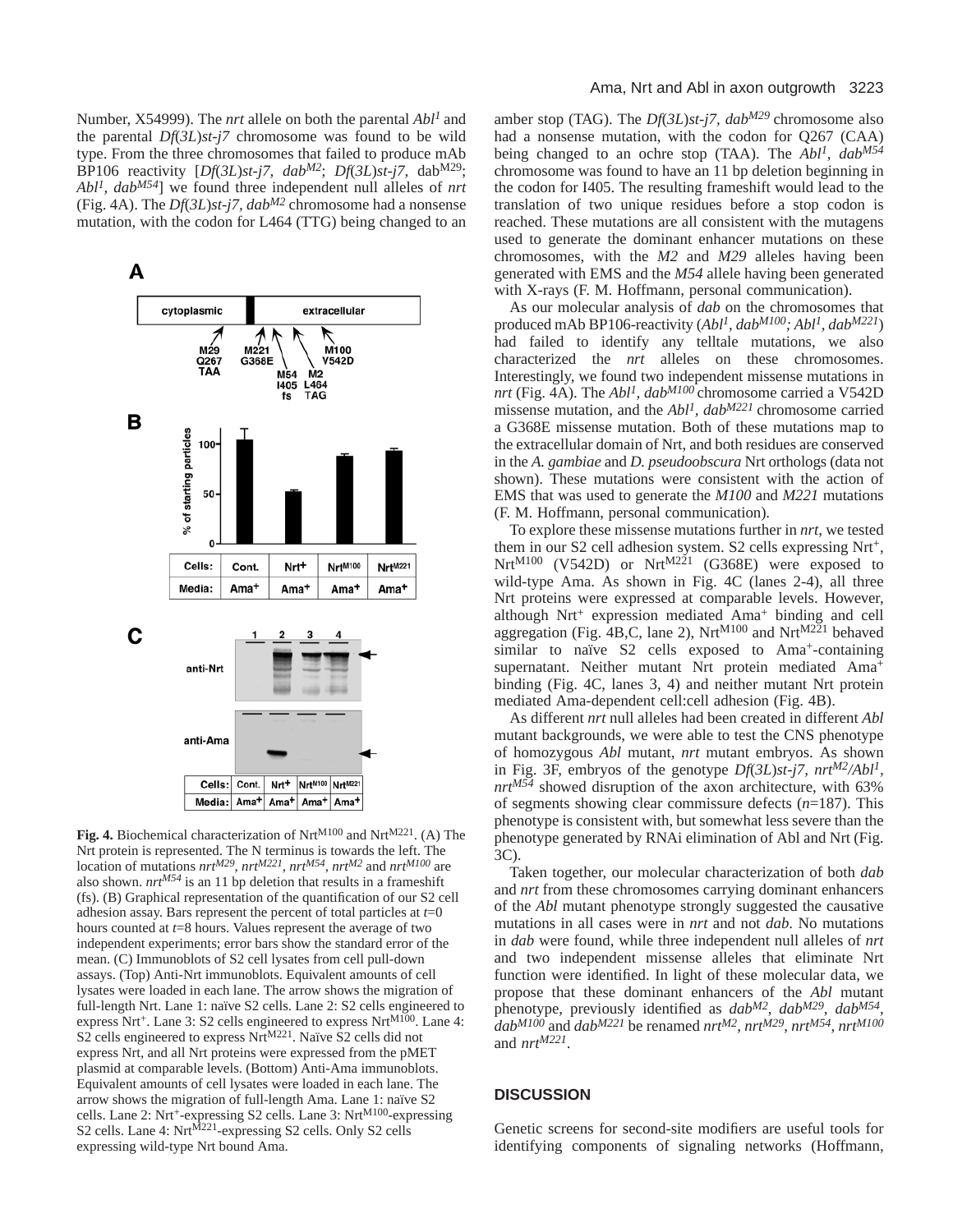Number, X54999). The *nrt* allele on both the parental *Abl*$^{1}$ and the parental *Df*(*3L*)*st-j7* chromosome was found to be wild type. From the three chromosomes that failed to produce mAb BP106 reactivity [*Df*(*3L*)*st-j7, dab*$^{M2}$; *Df*(*3L*)*st-j7,* dab$^{M29}$; *Abl*$^{1}$*, dab*$^{M54}$] we found three independent null alleles of *nrt* (Fig. 4A). The *Df*(*3L*)*st-j7, dab*$^{M2}$ chromosome had a nonsense mutation, with the codon for L464 (TTG) being changed to an amber stop (TAG). The *Df*(*3L*)*st-j7, dab*$^{M29}$ chromosome also had a nonsense mutation, with the codon for Q267 (CAA) being changed to an ochre stop (TAA). The *Abl*$^{1}$*, dab*$^{M54}$ chromosome was found to have an 11 bp deletion beginning in the codon for I405. The resulting frameshift would lead to the translation of two unique residues before a stop codon is reached. These mutations are all consistent with the mutagens used to generate the dominant enhancer mutations on these chromosomes, with the *M2* and *M29* alleles having been generated with EMS and the *M54* allele having been generated with X-rays (F. M. Hoffmann, personal communication).

As our molecular analysis of *dab* on the chromosomes that produced mAb BP106-reactivity (*Abl*$^{1}$*, dab*$^{M100}$*; Abl*$^{1}$*, dab*$^{M221}$) had failed to identify any telltale mutations, we also characterized the *nrt* alleles on these chromosomes. Interestingly, we found two independent missense mutations in *nrt* (Fig. 4A). The *Abl*$^{1}$*, dab*$^{M100}$ chromosome carried a V542D missense mutation, and the *Abl*$^{1}$*, dab*$^{M221}$ chromosome carried a G368E missense mutation. Both of these mutations map to the extracellular domain of Nrt, and both residues are conserved in the *A. gambiae* and *D. pseudoobscura* Nrt orthologs (data not shown). These mutations were consistent with the action of EMS that was used to generate the *M100* and *M221* mutations (F. M. Hoffmann, personal communication).

To explore these missense mutations further in *nrt*, we tested them in our S2 cell adhesion system. S2 cells expressing Nrt$^{+}$, Nrt$^{M100}$ (V542D) or Nrt$^{M221}$ (G368E) were exposed to wild-type Ama. As shown in Fig. 4C (lanes 2-4), all three Nrt proteins were expressed at comparable levels. However, although Nrt$^{+}$ expression mediated Ama$^{+}$ binding and cell aggregation (Fig. 4B,C, lane 2), Nrt$^{M100}$ and Nrt$^{M221}$ behaved similar to naïve S2 cells exposed to Ama$^{+}$-containing supernatant. Neither mutant Nrt protein mediated Ama$^{+}$ binding (Fig. 4C, lanes 3, 4) and neither mutant Nrt protein mediated Ama-dependent cell:cell adhesion (Fig. 4B).

As different *nrt* null alleles had been created in different *Abl* mutant backgrounds, we were able to test the CNS phenotype of homozygous *Abl* mutant, *nrt* mutant embryos. As shown in Fig. 3F, embryos of the genotype *Df*(*3L*)*st-j7, nrt*$^{M2}$*/Abl*$^{1}$*, nrt*$^{M54}$ showed disruption of the axon architecture, with 63% of segments showing clear commissure defects ($n$=187). This phenotype is consistent with, but somewhat less severe than the phenotype generated by RNAi elimination of Abl and Nrt (Fig. 3C).

Taken together, our molecular characterization of both *dab* and *nrt* from these chromosomes carrying dominant enhancers of the *Abl* mutant phenotype strongly suggested the causative mutations in all cases were in *nrt* and not *dab*. No mutations in *dab* were found, while three independent null alleles of *nrt* and two independent missense alleles that eliminate Nrt function were identified. In light of these molecular data, we propose that these dominant enhancers of the *Abl* mutant phenotype, previously identified as *dab*$^{M2}$, *dab*$^{M29}$, *dab*$^{M54}$, *dab*$^{M100}$ and *dab*$^{M221}$ be renamed *nrt*$^{M2}$, *nrt*$^{M29}$, *nrt*$^{M54}$, *nrt*$^{M100}$ and *nrt*$^{M221}$.

**Fig. 4.** Biochemical characterization of Nrt$^{M100}$ and Nrt$^{M221}$. (A) The Nrt protein is represented. The N terminus is towards the left. The location of mutations *nrt*$^{M29}$, *nrt*$^{M221}$, *nrt*$^{M54}$, *nrt*$^{M2}$ and *nrt*$^{M100}$ are also shown. *nrt*$^{M54}$ is an 11 bp deletion that results in a frameshift (fs). (B) Graphical representation of the quantification of our S2 cell adhesion assay. Bars represent the percent of total particles at $t$=0 hours counted at $t$=8 hours. Values represent the average of two independent experiments; error bars show the standard error of the mean. (C) Immunoblots of S2 cell lysates from cell pull-down assays. (Top) Anti-Nrt immunoblots. Equivalent amounts of cell lysates were loaded in each lane. The arrow shows the migration of full-length Nrt. Lane 1: naïve S2 cells. Lane 2: S2 cells engineered to express Nrt$^{+}$. Lane 3: S2 cells engineered to express Nrt$^{M100}$. Lane 4: S2 cells engineered to express Nrt$^{M221}$. Naïve S2 cells did not express Nrt, and all Nrt proteins were expressed from the pMET plasmid at comparable levels. (Bottom) Anti-Ama immunoblots. Equivalent amounts of cell lysates were loaded in each lane. The arrow shows the migration of full-length Ama. Lane 1: naïve S2 cells. Lane 2: Nrt$^{+}$-expressing S2 cells. Lane 3: Nrt$^{M100}$-expressing S2 cells. Lane 4: Nrt$^{M221}$-expressing S2 cells. Only S2 cells expressing wild-type Nrt bound Ama.

## DISCUSSION

Genetic screens for second-site modifiers are useful tools for identifying components of signaling networks (Hoffmann,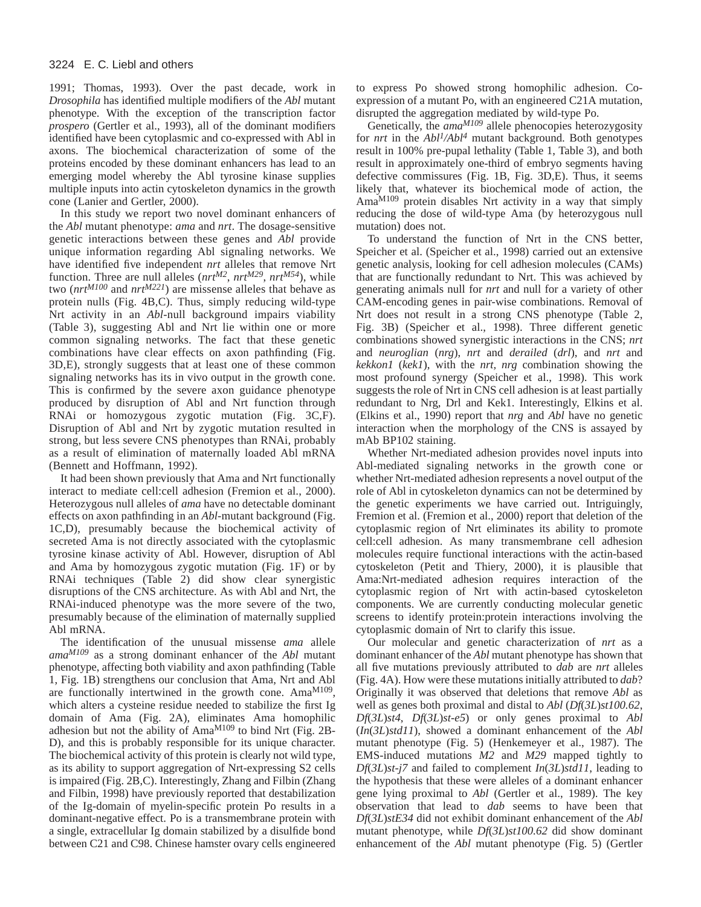1991; Thomas, 1993). Over the past decade, work in *Drosophila* has identified multiple modifiers of the *Abl* mutant phenotype. With the exception of the transcription factor *prospero* (Gertler et al., 1993), all of the dominant modifiers identified have been cytoplasmic and co-expressed with Abl in axons. The biochemical characterization of some of the proteins encoded by these dominant enhancers has lead to an emerging model whereby the Abl tyrosine kinase supplies multiple inputs into actin cytoskeleton dynamics in the growth cone (Lanier and Gertler, 2000).

In this study we report two novel dominant enhancers of the *Abl* mutant phenotype: *ama* and *nrt*. The dosage-sensitive genetic interactions between these genes and *Abl* provide unique information regarding Abl signaling networks. We have identified five independent *nrt* alleles that remove Nrt function. Three are null alleles ($nrt^{M2}$, $nrt^{M29}$, $nrt^{M54}$), while two ($nrt^{M100}$ and $nrt^{M221}$) are missense alleles that behave as protein nulls (Fig. 4B,C). Thus, simply reducing wild-type Nrt activity in an *Abl*-null background impairs viability (Table 3), suggesting Abl and Nrt lie within one or more common signaling networks. The fact that these genetic combinations have clear effects on axon pathfinding (Fig. 3D,E), strongly suggests that at least one of these common signaling networks has its in vivo output in the growth cone. This is confirmed by the severe axon guidance phenotype produced by disruption of Abl and Nrt function through RNAi or homozygous zygotic mutation (Fig. 3C,F). Disruption of Abl and Nrt by zygotic mutation resulted in strong, but less severe CNS phenotypes than RNAi, probably as a result of elimination of maternally loaded Abl mRNA (Bennett and Hoffmann, 1992).

It had been shown previously that Ama and Nrt functionally interact to mediate cell:cell adhesion (Fremion et al., 2000). Heterozygous null alleles of *ama* have no detectable dominant effects on axon pathfinding in an *Abl*-mutant background (Fig. 1C,D), presumably because the biochemical activity of secreted Ama is not directly associated with the cytoplasmic tyrosine kinase activity of Abl. However, disruption of Abl and Ama by homozygous zygotic mutation (Fig. 1F) or by RNAi techniques (Table 2) did show clear synergistic disruptions of the CNS architecture. As with Abl and Nrt, the RNAi-induced phenotype was the more severe of the two, presumably because of the elimination of maternally supplied Abl mRNA.

The identification of the unusual missense *ama* allele $ama^{M109}$ as a strong dominant enhancer of the *Abl* mutant phenotype, affecting both viability and axon pathfinding (Table 1, Fig. 1B) strengthens our conclusion that Ama, Nrt and Abl are functionally intertwined in the growth cone. $\mathrm{Ama}^{M109}$, which alters a cysteine residue needed to stabilize the first Ig domain of Ama (Fig. 2A), eliminates Ama homophilic adhesion but not the ability of $\mathrm{Ama}^{M109}$ to bind Nrt (Fig. 2B-D), and this is probably responsible for its unique character. The biochemical activity of this protein is clearly not wild type, as its ability to support aggregation of Nrt-expressing S2 cells is impaired (Fig. 2B,C). Interestingly, Zhang and Filbin (Zhang and Filbin, 1998) have previously reported that destabilization of the Ig-domain of myelin-specific protein Po results in a dominant-negative effect. Po is a transmembrane protein with a single, extracellular Ig domain stabilized by a disulfide bond between C21 and C98. Chinese hamster ovary cells engineered to express Po showed strong homophilic adhesion. Co-expression of a mutant Po, with an engineered C21A mutation, disrupted the aggregation mediated by wild-type Po.

Genetically, the $ama^{M109}$ allele phenocopies heterozygosity for *nrt* in the $Abl^{1}/Abl^{4}$ mutant background. Both genotypes result in 100% pre-pupal lethality (Table 1, Table 3), and both result in approximately one-third of embryo segments having defective commissures (Fig. 1B, Fig. 3D,E). Thus, it seems likely that, whatever its biochemical mode of action, the $\mathrm{Ama}^{M109}$ protein disables Nrt activity in a way that simply reducing the dose of wild-type Ama (by heterozygous null mutation) does not.

To understand the function of Nrt in the CNS better, Speicher et al. (Speicher et al., 1998) carried out an extensive genetic analysis, looking for cell adhesion molecules (CAMs) that are functionally redundant to Nrt. This was achieved by generating animals null for *nrt* and null for a variety of other CAM-encoding genes in pair-wise combinations. Removal of Nrt does not result in a strong CNS phenotype (Table 2, Fig. 3B) (Speicher et al., 1998). Three different genetic combinations showed synergistic interactions in the CNS; *nrt* and *neuroglian* (*nrg*), *nrt* and *derailed* (*drl*), and *nrt* and *kekkon1* (*kek1*), with the *nrt, nrg* combination showing the most profound synergy (Speicher et al., 1998). This work suggests the role of Nrt in CNS cell adhesion is at least partially redundant to Nrg, Drl and Kek1. Interestingly, Elkins et al. (Elkins et al., 1990) report that *nrg* and *Abl* have no genetic interaction when the morphology of the CNS is assayed by mAb BP102 staining.

Whether Nrt-mediated adhesion provides novel inputs into Abl-mediated signaling networks in the growth cone or whether Nrt-mediated adhesion represents a novel output of the role of Abl in cytoskeleton dynamics can not be determined by the genetic experiments we have carried out. Intriguingly, Fremion et al. (Fremion et al., 2000) report that deletion of the cytoplasmic region of Nrt eliminates its ability to promote cell:cell adhesion. As many transmembrane cell adhesion molecules require functional interactions with the actin-based cytoskeleton (Petit and Thiery, 2000), it is plausible that Ama:Nrt-mediated adhesion requires interaction of the cytoplasmic region of Nrt with actin-based cytoskeleton components. We are currently conducting molecular genetic screens to identify protein:protein interactions involving the cytoplasmic domain of Nrt to clarify this issue.

Our molecular and genetic characterization of *nrt* as a dominant enhancer of the *Abl* mutant phenotype has shown that all five mutations previously attributed to *dab* are *nrt* alleles (Fig. 4A). How were these mutations initially attributed to *dab*? Originally it was observed that deletions that remove *Abl* as well as genes both proximal and distal to *Abl* (*Df*(*3L*)*st100.62*, *Df*(*3L*)*st4*, *Df*(*3L*)*st-e5*) or only genes proximal to *Abl* (*In*(*3L*)*std11*), showed a dominant enhancement of the *Abl* mutant phenotype (Fig. 5) (Henkemeyer et al., 1987). The EMS-induced mutations *M2* and *M29* mapped tightly to *Df*(*3L*)*st-j7* and failed to complement *In*(*3L*)*std11*, leading to the hypothesis that these were alleles of a dominant enhancer gene lying proximal to *Abl* (Gertler et al., 1989). The key observation that lead to *dab* seems to have been that *Df*(*3L*)*stE34* did not exhibit dominant enhancement of the *Abl* mutant phenotype, while *Df*(*3L*)*st100.62* did show dominant enhancement of the *Abl* mutant phenotype (Fig. 5) (Gertler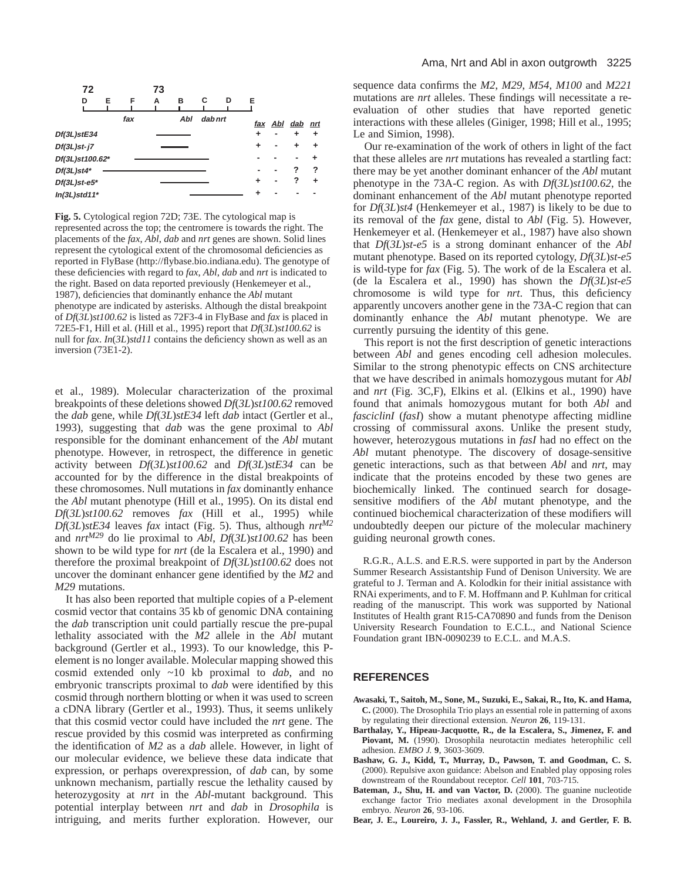| | fax | Abl | dab | nrt |
|---|---|---|---|---|
| Df(3L)stE34 | + | - | + | + |
| Df(3L)st-j7 | + | - | + | + |
| Df(3L)st100.62* | - | - | - | + |
| Df(3L)st4* | - | - | ? | ? |
| Df(3L)st-e5* | + | - | ? | + |
| In(3L)std11* | + | - | - | - |

**Fig. 5.** Cytological region 72D; 73E. The cytological map is represented across the top; the centromere is towards the right. The placements of the *fax*, *Abl*, *dab* and *nrt* genes are shown. Solid lines represent the cytological extent of the chromosomal deficiencies as reported in FlyBase (http://flybase.bio.indiana.edu). The genotype of these deficiencies with regard to *fax*, *Abl*, *dab* and *nrt* is indicated to the right. Based on data reported previously (Henkemeyer et al., 1987), deficiencies that dominantly enhance the *Abl* mutant phenotype are indicated by asterisks. Although the distal breakpoint of *Df*(*3L*)*st100.62* is listed as 72F3-4 in FlyBase and *fax* is placed in 72E5-F1, Hill et al. (Hill et al., 1995) report that *Df*(*3L*)*st100.62* is null for *fax*. *In*(*3L*)*std11* contains the deficiency shown as well as an inversion (73E1-2).

et al., 1989). Molecular characterization of the proximal breakpoints of these deletions showed *Df*(*3L*)*st100.62* removed the *dab* gene, while *Df*(*3L*)*stE34* left *dab* intact (Gertler et al., 1993), suggesting that *dab* was the gene proximal to *Abl* responsible for the dominant enhancement of the *Abl* mutant phenotype. However, in retrospect, the difference in genetic activity between *Df*(*3L*)*st100.62* and *Df*(*3L*)*stE34* can be accounted for by the difference in the distal breakpoints of these chromosomes. Null mutations in *fax* dominantly enhance the *Abl* mutant phenotype (Hill et al., 1995). On its distal end *Df*(*3L*)*st100.62* removes *fax* (Hill et al., 1995) while *Df*(*3L*)*stE34* leaves *fax* intact (Fig. 5). Thus, although *nrt*$^{M2}$ and *nrt*$^{M29}$ do lie proximal to *Abl*, *Df*(*3L*)*st100.62* has been shown to be wild type for *nrt* (de la Escalera et al., 1990) and therefore the proximal breakpoint of *Df*(*3L*)*st100.62* does not uncover the dominant enhancer gene identified by the *M2* and *M29* mutations.

It has also been reported that multiple copies of a P-element cosmid vector that contains 35 kb of genomic DNA containing the *dab* transcription unit could partially rescue the pre-pupal lethality associated with the *M2* allele in the *Abl* mutant background (Gertler et al., 1993). To our knowledge, this P-element is no longer available. Molecular mapping showed this cosmid extended only ~10 kb proximal to *dab*, and no embryonic transcripts proximal to *dab* were identified by this cosmid through northern blotting or when it was used to screen a cDNA library (Gertler et al., 1993). Thus, it seems unlikely that this cosmid vector could have included the *nrt* gene. The rescue provided by this cosmid was interpreted as confirming the identification of *M2* as a *dab* allele. However, in light of our molecular evidence, we believe these data indicate that expression, or perhaps overexpression, of *dab* can, by some unknown mechanism, partially rescue the lethality caused by heterozygosity at *nrt* in the *Abl*-mutant background. This potential interplay between *nrt* and *dab* in *Drosophila* is intriguing, and merits further exploration. However, our sequence data confirms the *M2*, *M29*, *M54*, *M100* and *M221* mutations are *nrt* alleles. These findings will necessitate a re-evaluation of other studies that have reported genetic interactions with these alleles (Giniger, 1998; Hill et al., 1995; Le and Simion, 1998).

Our re-examination of the work of others in light of the fact that these alleles are *nrt* mutations has revealed a startling fact: there may be yet another dominant enhancer of the *Abl* mutant phenotype in the 73A-C region. As with *Df*(*3L*)*st100.62*, the dominant enhancement of the *Abl* mutant phenotype reported for *Df*(*3L*)*st4* (Henkemeyer et al., 1987) is likely to be due to its removal of the *fax* gene, distal to *Abl* (Fig. 5). However, Henkemeyer et al. (Henkemeyer et al., 1987) have also shown that *Df*(*3L*)*st-e5* is a strong dominant enhancer of the *Abl* mutant phenotype. Based on its reported cytology, *Df*(*3L*)*st-e5* is wild-type for *fax* (Fig. 5). The work of de la Escalera et al. (de la Escalera et al., 1990) has shown the *Df*(*3L*)*st-e5* chromosome is wild type for *nrt*. Thus, this deficiency apparently uncovers another gene in the 73A-C region that can dominantly enhance the *Abl* mutant phenotype. We are currently pursuing the identity of this gene.

This report is not the first description of genetic interactions between *Abl* and genes encoding cell adhesion molecules. Similar to the strong phenotypic effects on CNS architecture that we have described in animals homozygous mutant for *Abl* and *nrt* (Fig. 3C,F), Elkins et al. (Elkins et al., 1990) have found that animals homozygous mutant for both *Abl* and *fasciclinI* (*fasI*) show a mutant phenotype affecting midline crossing of commissural axons. Unlike the present study, however, heterozygous mutations in *fasI* had no effect on the *Abl* mutant phenotype. The discovery of dosage-sensitive genetic interactions, such as that between *Abl* and *nrt*, may indicate that the proteins encoded by these two genes are biochemically linked. The continued search for dosage-sensitive modifiers of the *Abl* mutant phenotype, and the continued biochemical characterization of these modifiers will undoubtedly deepen our picture of the molecular machinery guiding neuronal growth cones.

R.G.R., A.L.S. and E.R.S. were supported in part by the Anderson Summer Research Assistantship Fund of Denison University. We are grateful to J. Terman and A. Kolodkin for their initial assistance with RNAi experiments, and to F. M. Hoffmann and P. Kuhlman for critical reading of the manuscript. This work was supported by National Institutes of Health grant R15-CA70890 and funds from the Denison University Research Foundation to E.C.L., and National Science Foundation grant IBN-0090239 to E.C.L. and M.A.S.

## REFERENCES

**Awasaki, T., Saitoh, M., Sone, M., Suzuki, E., Sakai, R., Ito, K. and Hama, C.** (2000). The Drosophila Trio plays an essential role in patterning of axons by regulating their directional extension. *Neuron* **26**, 119-131.

**Barthalay, Y., Hipeau-Jacquotte, R., de la Escalera, S., Jimenez, F. and Piovant, M.** (1990). Drosophila neurotactin mediates heterophilic cell adhesion. *EMBO J.* **9**, 3603-3609.

**Bashaw, G. J., Kidd, T., Murray, D., Pawson, T. and Goodman, C. S.** (2000). Repulsive axon guidance: Abelson and Enabled play opposing roles downstream of the Roundabout receptor. *Cell* **101**, 703-715.

**Bateman, J., Shu, H. and van Vactor, D.** (2000). The guanine nucleotide exchange factor Trio mediates axonal development in the Drosophila embryo. *Neuron* **26**, 93-106.

**Bear, J. E., Loureiro, J. J., Fassler, R., Wehland, J. and Gertler, F. B.**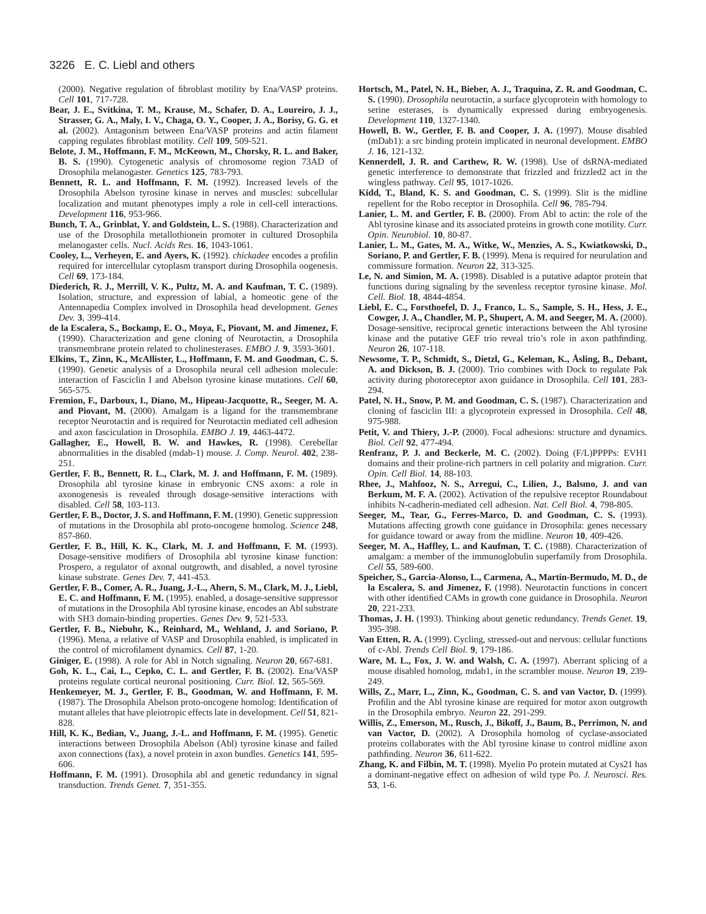(2000). Negative regulation of fibroblast motility by Ena/VASP proteins. *Cell* **101**, 717-728.

**Bear, J. E., Svitkina, T. M., Krause, M., Schafer, D. A., Loureiro, J. J., Strasser, G. A., Maly, I. V., Chaga, O. Y., Cooper, J. A., Borisy, G. G. et al.** (2002). Antagonism between Ena/VASP proteins and actin filament capping regulates fibroblast motility. *Cell* **109**, 509-521.

**Belote, J. M., Hoffmann, F. M., McKeown, M., Chorsky, R. L. and Baker, B. S.** (1990). Cytogenetic analysis of chromosome region 73AD of Drosophila melanogaster. *Genetics* **125**, 783-793.

**Bennett, R. L. and Hoffmann, F. M.** (1992). Increased levels of the Drosophila Abelson tyrosine kinase in nerves and muscles: subcellular localization and mutant phenotypes imply a role in cell-cell interactions. *Development* **116**, 953-966.

**Bunch, T. A., Grinblat, Y. and Goldstein, L. S.** (1988). Characterization and use of the Drosophila metallothionein promoter in cultured Drosophila melanogaster cells. *Nucl. Acids Res.* **16**, 1043-1061.

**Cooley, L., Verheyen, E. and Ayers, K.** (1992). *chickadee* encodes a profilin required for intercellular cytoplasm transport during Drosophila oogenesis. *Cell* **69**, 173-184.

**Diederich, R. J., Merrill, V. K., Pultz, M. A. and Kaufman, T. C.** (1989). Isolation, structure, and expression of labial, a homeotic gene of the Antennapedia Complex involved in Drosophila head development. *Genes Dev.* **3**, 399-414.

**de la Escalera, S., Bockamp, E. O., Moya, F., Piovant, M. and Jimenez, F.** (1990). Characterization and gene cloning of Neurotactin, a Drosophila transmembrane protein related to cholinesterases. *EMBO J.* **9**, 3593-3601.

**Elkins, T., Zinn, K., McAllister, L., Hoffmann, F. M. and Goodman, C. S.** (1990). Genetic analysis of a Drosophila neural cell adhesion molecule: interaction of Fasciclin I and Abelson tyrosine kinase mutations. *Cell* **60**, 565-575.

**Fremion, F., Darboux, I., Diano, M., Hipeau-Jacquotte, R., Seeger, M. A. and Piovant, M.** (2000). Amalgam is a ligand for the transmembrane receptor Neurotactin and is required for Neurotactin mediated cell adhesion and axon fasciculation in Drosophila. *EMBO J.* **19**, 4463-4472.

**Gallagher, E., Howell, B. W. and Hawkes, R.** (1998). Cerebellar abnormalities in the disabled (mdab-1) mouse. *J. Comp. Neurol.* **402**, 238-251.

**Gertler, F. B., Bennett, R. L., Clark, M. J. and Hoffmann, F. M.** (1989). Drosophila abl tyrosine kinase in embryonic CNS axons: a role in axonogenesis is revealed through dosage-sensitive interactions with disabled. *Cell* **58**, 103-113.

**Gertler, F. B., Doctor, J. S. and Hoffmann, F. M.** (1990). Genetic suppression of mutations in the Drosophila abl proto-oncogene homolog. *Science* **248**, 857-860.

**Gertler, F. B., Hill, K. K., Clark, M. J. and Hoffmann, F. M.** (1993). Dosage-sensitive modifiers of Drosophila abl tyrosine kinase function: Prospero, a regulator of axonal outgrowth, and disabled, a novel tyrosine kinase substrate. *Genes Dev.* **7**, 441-453.

**Gertler, F. B., Comer, A. R., Juang, J.-L., Ahern, S. M., Clark, M. J., Liebl, E. C. and Hoffmann, F. M.** (1995). enabled, a dosage-sensitive suppressor of mutations in the Drosophila Abl tyrosine kinase, encodes an Abl substrate with SH3 domain-binding properties. *Genes Dev.* **9**, 521-533.

**Gertler, F. B., Niebuhr, K., Reinhard, M., Wehland, J. and Soriano, P.** (1996). Mena, a relative of VASP and Drosophila enabled, is implicated in the control of microfilament dynamics. *Cell* **87**, 1-20.

**Giniger, E.** (1998). A role for Abl in Notch signaling. *Neuron* **20**, 667-681.

**Goh, K. L., Cai, L., Cepko, C. L. and Gertler, F. B.** (2002). Ena/VASP proteins regulate cortical neuronal positioning. *Curr. Biol.* **12**, 565-569.

**Henkemeyer, M. J., Gertler, F. B., Goodman, W. and Hoffmann, F. M.** (1987). The Drosophila Abelson proto-oncogene homolog: Identification of mutant alleles that have pleiotropic effects late in development. *Cell* **51**, 821-828.

**Hill, K. K., Bedian, V., Juang, J.-L. and Hoffmann, F. M.** (1995). Genetic interactions between Drosophila Abelson (Abl) tyrosine kinase and failed axon connections (fax), a novel protein in axon bundles. *Genetics* **141**, 595-606.

**Hoffmann, F. M.** (1991). Drosophila abl and genetic redundancy in signal transduction. *Trends Genet.* **7**, 351-355.

**Hortsch, M., Patel, N. H., Bieber, A. J., Traquina, Z. R. and Goodman, C. S.** (1990). *Drosophila* neurotactin, a surface glycoprotein with homology to serine esterases, is dynamically expressed during embryogenesis. *Development* **110**, 1327-1340.

**Howell, B. W., Gertler, F. B. and Cooper, J. A.** (1997). Mouse disabled (mDab1): a src binding protein implicated in neuronal development. *EMBO J.* **16**, 121-132.

**Kennerdell, J. R. and Carthew, R. W.** (1998). Use of dsRNA-mediated genetic interference to demonstrate that frizzled and frizzled2 act in the wingless pathway. *Cell* **95**, 1017-1026.

**Kidd, T., Bland, K. S. and Goodman, C. S.** (1999). Slit is the midline repellent for the Robo receptor in Drosophila. *Cell* **96**, 785-794.

**Lanier, L. M. and Gertler, F. B.** (2000). From Abl to actin: the role of the Abl tyrosine kinase and its associated proteins in growth cone motility. *Curr. Opin. Neurobiol.* **10**, 80-87.

**Lanier, L. M., Gates, M. A., Witke, W., Menzies, A. S., Kwiatkowski, D., Soriano, P. and Gertler, F. B.** (1999). Mena is required for neurulation and commissure formation. *Neuron* **22**, 313-325.

**Le, N. and Simion, M. A.** (1998). Disabled is a putative adaptor protein that functions during signaling by the sevenless receptor tyrosine kinase. *Mol. Cell. Biol.* **18**, 4844-4854.

**Liebl, E. C., Forsthoefel, D. J., Franco, L. S., Sample, S. H., Hess, J. E., Cowger, J. A., Chandler, M. P., Shupert, A. M. and Seeger, M. A.** (2000). Dosage-sensitive, reciprocal genetic interactions between the Abl tyrosine kinase and the putative GEF trio reveal trio's role in axon pathfinding. *Neuron* **26**, 107-118.

**Newsome, T. P., Schmidt, S., Dietzl, G., Keleman, K., Åsling, B., Debant, A. and Dickson, B. J.** (2000). Trio combines with Dock to regulate Pak activity during photoreceptor axon guidance in Drosophila. *Cell* **101**, 283-294.

**Patel, N. H., Snow, P. M. and Goodman, C. S.** (1987). Characterization and cloning of fasciclin III: a glycoprotein expressed in Drosophila. *Cell* **48**, 975-988.

**Petit, V. and Thiery, J.-P.** (2000). Focal adhesions: structure and dynamics. *Biol. Cell* **92**, 477-494.

**Renfranz, P. J. and Beckerle, M. C.** (2002). Doing (F/L)PPPPs: EVH1 domains and their proline-rich partners in cell polarity and migration. *Curr. Opin. Cell Biol.* **14**, 88-103.

**Rhee, J., Mahfooz, N. S., Arregui, C., Lilien, J., Balsmo, J. and van Berkum, M. F. A.** (2002). Activation of the repulsive receptor Roundabout inhibits N-cadherin-mediated cell adhesion. *Nat. Cell Biol.* **4**, 798-805.

**Seeger, M., Tear, G., Ferres-Marco, D. and Goodman, C. S.** (1993). Mutations affecting growth cone guidance in Drosophila: genes necessary for guidance toward or away from the midline. *Neuron* **10**, 409-426.

**Seeger, M. A., Haffley, L. and Kaufman, T. C.** (1988). Characterization of amalgam: a member of the immunoglobulin superfamily from Drosophila. *Cell* **55**, 589-600.

**Speicher, S., Garcia-Alonso, L., Carmena, A., Martin-Bermudo, M. D., de la Escalera, S. and Jimenez, F.** (1998). Neurotactin functions in concert with other identified CAMs in growth cone guidance in Drosophila. *Neuron* **20**, 221-233.

**Thomas, J. H.** (1993). Thinking about genetic redundancy. *Trends Genet.* **19**, 395-398.

**Van Etten, R. A.** (1999). Cycling, stressed-out and nervous: cellular functions of c-Abl. *Trends Cell Biol.* **9**, 179-186.

**Ware, M. L., Fox, J. W. and Walsh, C. A.** (1997). Aberrant splicing of a mouse disabled homolog, mdab1, in the scrambler mouse. *Neuron* **19**, 239-249.

**Wills, Z., Marr, L., Zinn, K., Goodman, C. S. and van Vactor, D.** (1999). Profilin and the Abl tyrosine kinase are required for motor axon outgrowth in the Drosophila embryo. *Neuron* **22**, 291-299.

**Willis, Z., Emerson, M., Rusch, J., Bikoff, J., Baum, B., Perrimon, N. and van Vactor, D.** (2002). A Drosophila homolog of cyclase-associated proteins collaborates with the Abl tyrosine kinase to control midline axon pathfinding. *Neuron* **36**, 611-622.

**Zhang, K. and Filbin, M. T.** (1998). Myelin Po protein mutated at Cys21 has a dominant-negative effect on adhesion of wild type Po. *J. Neurosci. Res.* **53**, 1-6.